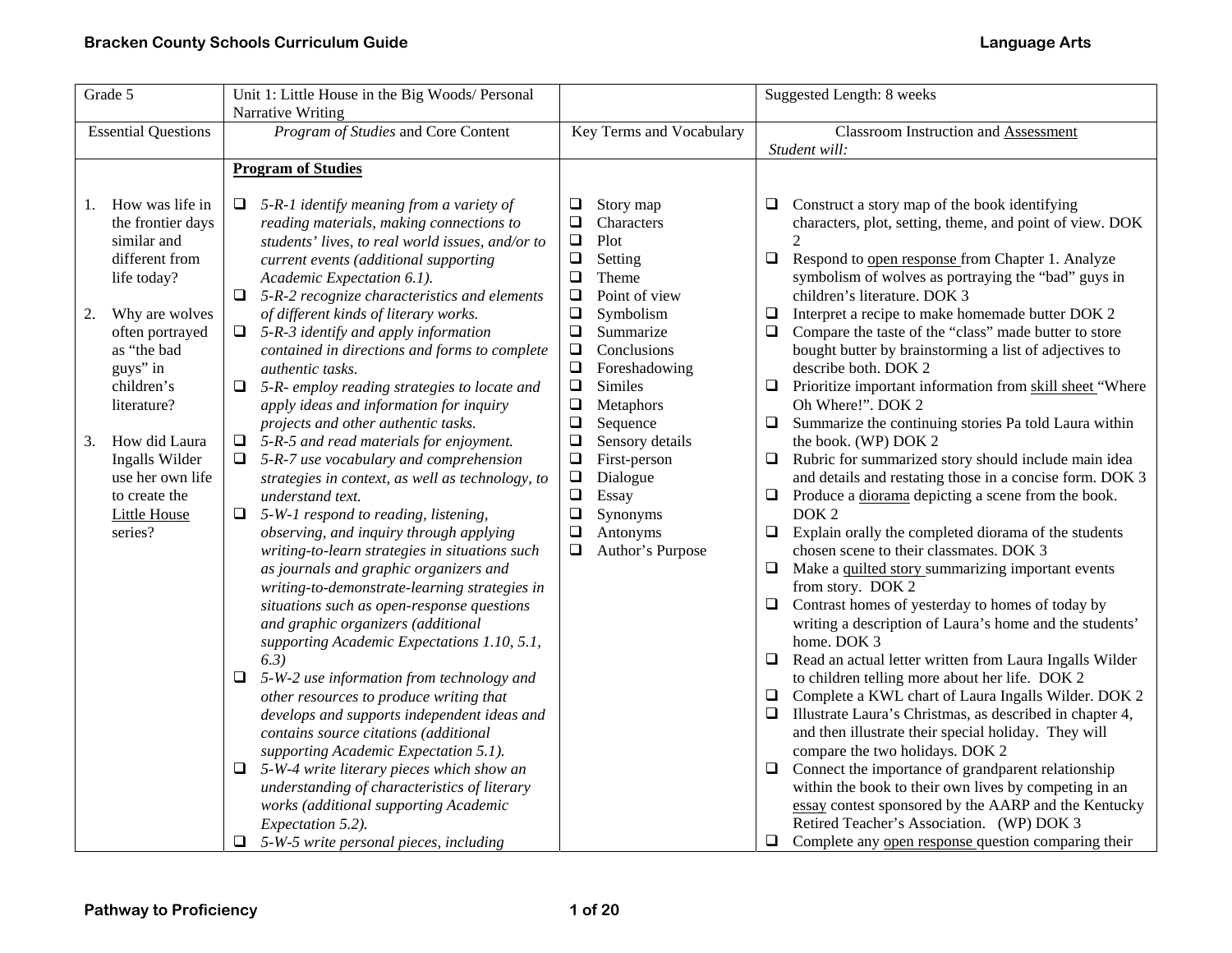| Grade 5 | Unit 1: Little House in the Big Woods/ Personal Narrative Writing | | Suggested Length: 8 weeks |
|---|---|---|---|
| Essential Questions | *Program of Studies* and Core Content | Key Terms and Vocabulary | Classroom Instruction and Assessment<br>*Student will:* |
| 1. How was life in the frontier days similar and different from life today?<br><br>2. Why are wolves often portrayed as "the bad guys" in children's literature?<br><br>3. How did Laura Ingalls Wilder use her own life to create the Little House series? | **Program of Studies**<br><br>❑ *5-R-1 identify meaning from a variety of reading materials, making connections to students' lives, to real world issues, and/or to current events (additional supporting Academic Expectation 6.1).*<br>❑ *5-R-2 recognize characteristics and elements of different kinds of literary works.*<br>❑ *5-R-3 identify and apply information contained in directions and forms to complete authentic tasks.*<br>❑ *5-R- employ reading strategies to locate and apply ideas and information for inquiry projects and other authentic tasks.*<br>❑ *5-R-5 and read materials for enjoyment.*<br>❑ *5-R-7 use vocabulary and comprehension strategies in context, as well as technology, to understand text.*<br>❑ *5-W-1 respond to reading, listening, observing, and inquiry through applying writing-to-learn strategies in situations such as journals and graphic organizers and writing-to-demonstrate-learning strategies in situations such as open-response questions and graphic organizers (additional supporting Academic Expectations 1.10, 5.1, 6.3)*<br>❑ *5-W-2 use information from technology and other resources to produce writing that develops and supports independent ideas and contains source citations (additional supporting Academic Expectation 5.1).*<br>❑ *5-W-4 write literary pieces which show an understanding of characteristics of literary works (additional supporting Academic Expectation 5.2).*<br>❑ *5-W-5 write personal pieces, including* | ❑ Story map<br>❑ Characters<br>❑ Plot<br>❑ Setting<br>❑ Theme<br>❑ Point of view<br>❑ Symbolism<br>❑ Summarize<br>❑ Conclusions<br>❑ Foreshadowing<br>❑ Similes<br>❑ Metaphors<br>❑ Sequence<br>❑ Sensory details<br>❑ First-person<br>❑ Dialogue<br>❑ Essay<br>❑ Synonyms<br>❑ Antonyms<br>❑ Author's Purpose | ❑ Construct a story map of the book identifying characters, plot, setting, theme, and point of view. DOK 2<br>❑ Respond to open response from Chapter 1. Analyze symbolism of wolves as portraying the "bad" guys in children's literature. DOK 3<br>❑ Interpret a recipe to make homemade butter DOK 2<br>❑ Compare the taste of the "class" made butter to store bought butter by brainstorming a list of adjectives to describe both. DOK 2<br>❑ Prioritize important information from skill sheet "Where Oh Where!". DOK 2<br>❑ Summarize the continuing stories Pa told Laura within the book. (WP) DOK 2<br>❑ Rubric for summarized story should include main idea and details and restating those in a concise form. DOK 3<br>❑ Produce a diorama depicting a scene from the book. DOK 2<br>❑ Explain orally the completed diorama of the students chosen scene to their classmates. DOK 3<br>❑ Make a quilted story summarizing important events from story. DOK 2<br>❑ Contrast homes of yesterday to homes of today by writing a description of Laura's home and the students' home. DOK 3<br>❑ Read an actual letter written from Laura Ingalls Wilder to children telling more about her life. DOK 2<br>❑ Complete a KWL chart of Laura Ingalls Wilder. DOK 2<br>❑ Illustrate Laura's Christmas, as described in chapter 4, and then illustrate their special holiday. They will compare the two holidays. DOK 2<br>❑ Connect the importance of grandparent relationship within the book to their own lives by competing in an essay contest sponsored by the AARP and the Kentucky Retired Teacher's Association. (WP) DOK 3<br>❑ Complete any open response question comparing their |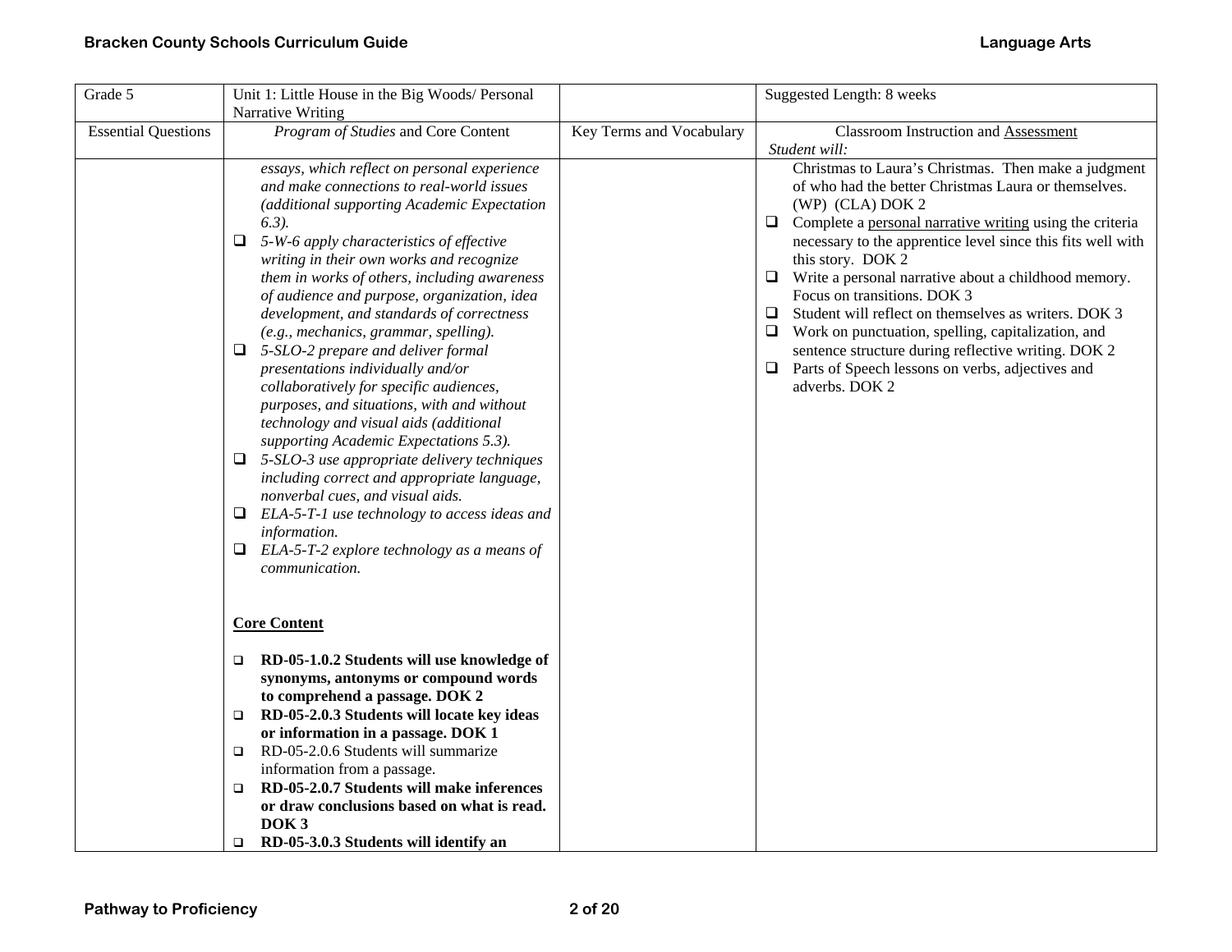| Grade 5 | Unit 1: Little House in the Big Woods/ Personal Narrative Writing | | Suggested Length: 8 weeks |
|---|---|---|---|
| Essential Questions | *Program of Studies* and Core Content | Key Terms and Vocabulary | Classroom Instruction and <u>Assessment</u><br>*Student will:* |
| | *essays, which reflect on personal experience and make connections to real-world issues (additional supporting Academic Expectation 6.3).*<br>❑ *5-W-6 apply characteristics of effective writing in their own works and recognize them in works of others, including awareness of audience and purpose, organization, idea development, and standards of correctness (e.g., mechanics, grammar, spelling).*<br>❑ *5-SLO-2 prepare and deliver formal presentations individually and/or collaboratively for specific audiences, purposes, and situations, with and without technology and visual aids (additional supporting Academic Expectations 5.3).*<br>❑ *5-SLO-3 use appropriate delivery techniques including correct and appropriate language, nonverbal cues, and visual aids.*<br>❑ *ELA-5-T-1 use technology to access ideas and information.*<br>❑ *ELA-5-T-2 explore technology as a means of communication.*<br><br>**<u>Core Content</u>**<br><br>❑ **RD-05-1.0.2 Students will use knowledge of synonyms, antonyms or compound words to comprehend a passage. DOK 2**<br>❑ **RD-05-2.0.3 Students will locate key ideas or information in a passage. DOK 1**<br>❑ RD-05-2.0.6 Students will summarize information from a passage.<br>❑ **RD-05-2.0.7 Students will make inferences or draw conclusions based on what is read. DOK 3**<br>❑ **RD-05-3.0.3 Students will identify an** | | Christmas to Laura's Christmas. Then make a judgment of who had the better Christmas Laura or themselves. (WP) (CLA) DOK 2<br>❑ Complete a <u>personal narrative writing</u> using the criteria necessary to the apprentice level since this fits well with this story. DOK 2<br>❑ Write a personal narrative about a childhood memory. Focus on transitions. DOK 3<br>❑ Student will reflect on themselves as writers. DOK 3<br>❑ Work on punctuation, spelling, capitalization, and sentence structure during reflective writing. DOK 2<br>❑ Parts of Speech lessons on verbs, adjectives and adverbs. DOK 2 |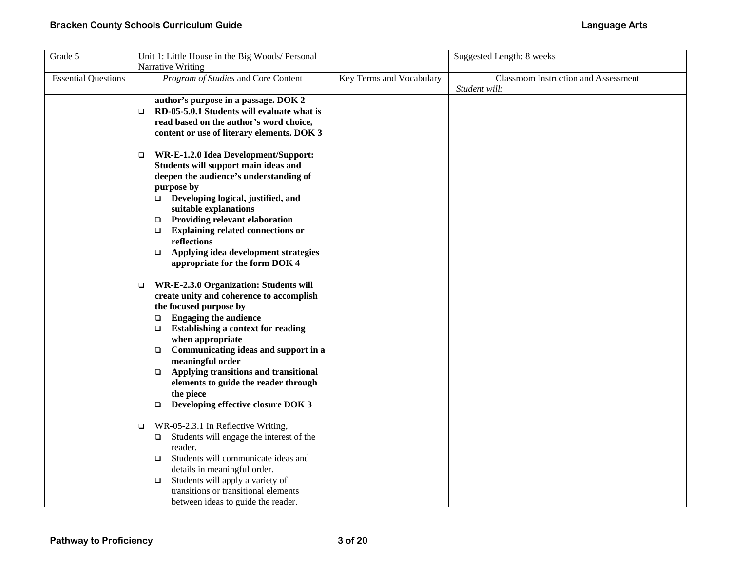| Grade 5 | Unit 1: Little House in the Big Woods/ Personal Narrative Writing | | Suggested Length: 8 weeks |
|---|---|---|---|
| Essential Questions | *Program of Studies* and Core Content | Key Terms and Vocabulary | Classroom Instruction and Assessment<br>*Student will:* |
| | **author's purpose in a passage. DOK 2**<br>❑ **RD-05-5.0.1 Students will evaluate what is read based on the author's word choice, content or use of literary elements. DOK 3**<br><br>❑ **WR-E-1.2.0 Idea Development/Support: Students will support main ideas and deepen the audience's understanding of purpose by**<br>❑ **Developing logical, justified, and suitable explanations**<br>❑ **Providing relevant elaboration**<br>❑ **Explaining related connections or reflections**<br>❑ **Applying idea development strategies appropriate for the form DOK 4**<br><br>❑ **WR-E-2.3.0 Organization: Students will create unity and coherence to accomplish the focused purpose by**<br>❑ **Engaging the audience**<br>❑ **Establishing a context for reading when appropriate**<br>❑ **Communicating ideas and support in a meaningful order**<br>❑ **Applying transitions and transitional elements to guide the reader through the piece**<br>❑ **Developing effective closure DOK 3**<br><br>❑ WR-05-2.3.1 In Reflective Writing,<br>❑ Students will engage the interest of the reader.<br>❑ Students will communicate ideas and details in meaningful order.<br>❑ Students will apply a variety of transitions or transitional elements between ideas to guide the reader. | | |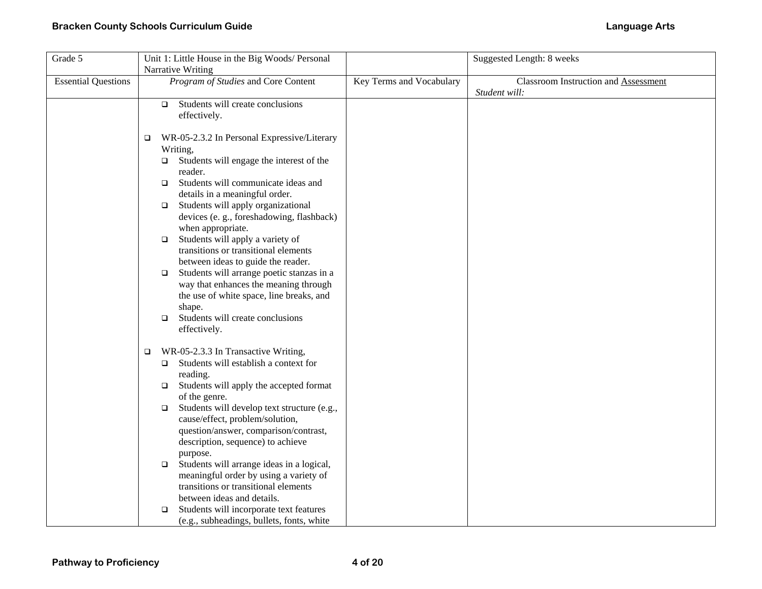| Grade 5 | Unit 1: Little House in the Big Woods/ Personal Narrative Writing | | Suggested Length: 8 weeks |
|---|---|---|---|
| Essential Questions | *Program of Studies* and Core Content | Key Terms and Vocabulary | Classroom Instruction and Assessment *Student will:* |
| | ❑ Students will create conclusions effectively.<br><br>❑ WR-05-2.3.2 In Personal Expressive/Literary Writing,<br>❑ Students will engage the interest of the reader.<br>❑ Students will communicate ideas and details in a meaningful order.<br>❑ Students will apply organizational devices (e. g., foreshadowing, flashback) when appropriate.<br>❑ Students will apply a variety of transitions or transitional elements between ideas to guide the reader.<br>❑ Students will arrange poetic stanzas in a way that enhances the meaning through the use of white space, line breaks, and shape.<br>❑ Students will create conclusions effectively.<br><br>❑ WR-05-2.3.3 In Transactive Writing,<br>❑ Students will establish a context for reading.<br>❑ Students will apply the accepted format of the genre.<br>❑ Students will develop text structure (e.g., cause/effect, problem/solution, question/answer, comparison/contrast, description, sequence) to achieve purpose.<br>❑ Students will arrange ideas in a logical, meaningful order by using a variety of transitions or transitional elements between ideas and details.<br>❑ Students will incorporate text features (e.g., subheadings, bullets, fonts, white | | |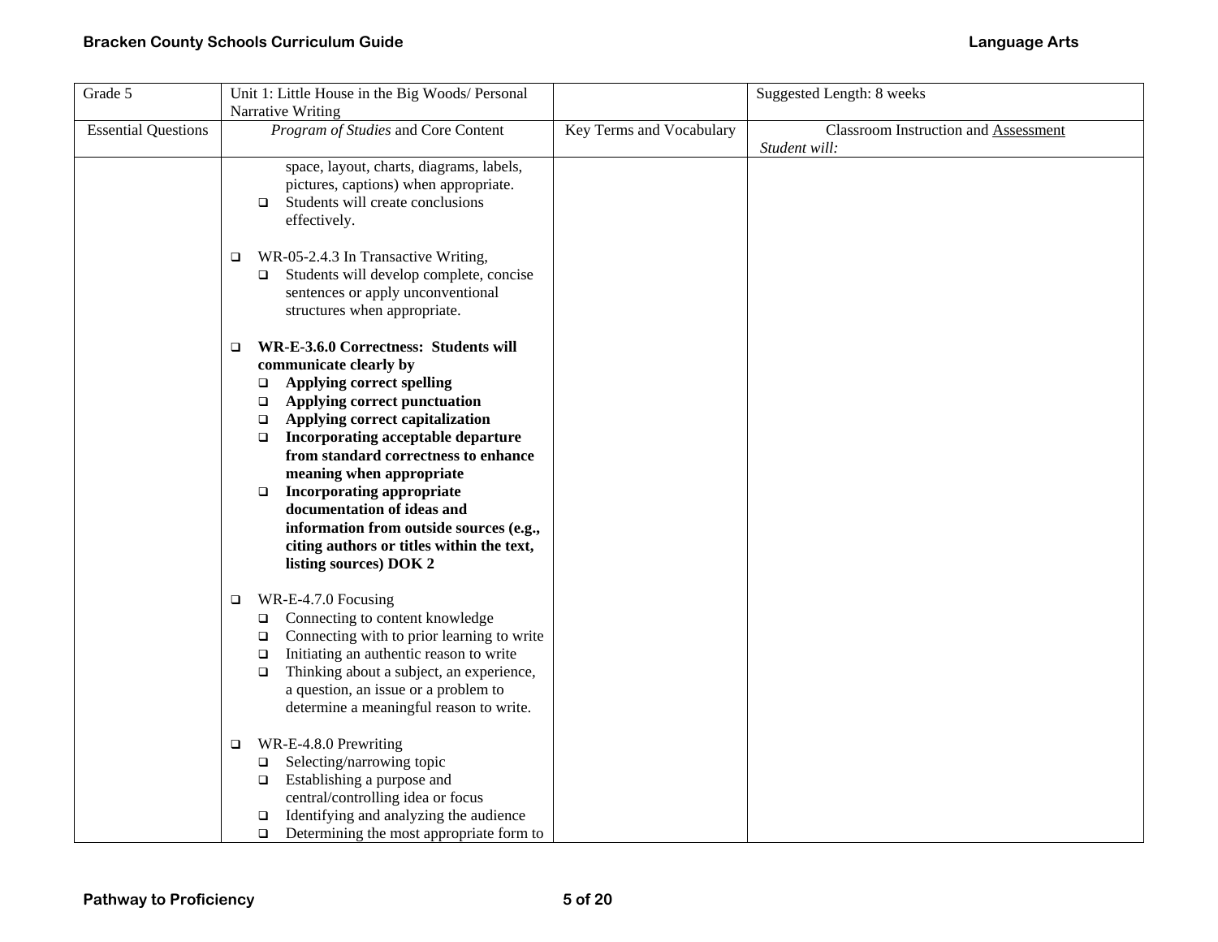| Grade 5 | Unit 1: Little House in the Big Woods/ Personal Narrative Writing | | Suggested Length: 8 weeks |
|---|---|---|---|
| Essential Questions | *Program of Studies* and Core Content | Key Terms and Vocabulary | Classroom Instruction and Assessment<br>*Student will:* |
| | space, layout, charts, diagrams, labels, pictures, captions) when appropriate.<br>❑ Students will create conclusions effectively.<br><br>❑ WR-05-2.4.3 In Transactive Writing,<br>❑ Students will develop complete, concise sentences or apply unconventional structures when appropriate.<br><br>❑ **WR-E-3.6.0 Correctness: Students will communicate clearly by**<br>❑ **Applying correct spelling**<br>❑ **Applying correct punctuation**<br>❑ **Applying correct capitalization**<br>❑ **Incorporating acceptable departure from standard correctness to enhance meaning when appropriate**<br>❑ **Incorporating appropriate documentation of ideas and information from outside sources (e.g., citing authors or titles within the text, listing sources) DOK 2**<br><br>❑ WR-E-4.7.0 Focusing<br>❑ Connecting to content knowledge<br>❑ Connecting with to prior learning to write<br>❑ Initiating an authentic reason to write<br>❑ Thinking about a subject, an experience, a question, an issue or a problem to determine a meaningful reason to write.<br><br>❑ WR-E-4.8.0 Prewriting<br>❑ Selecting/narrowing topic<br>❑ Establishing a purpose and central/controlling idea or focus<br>❑ Identifying and analyzing the audience<br>❑ Determining the most appropriate form to | | |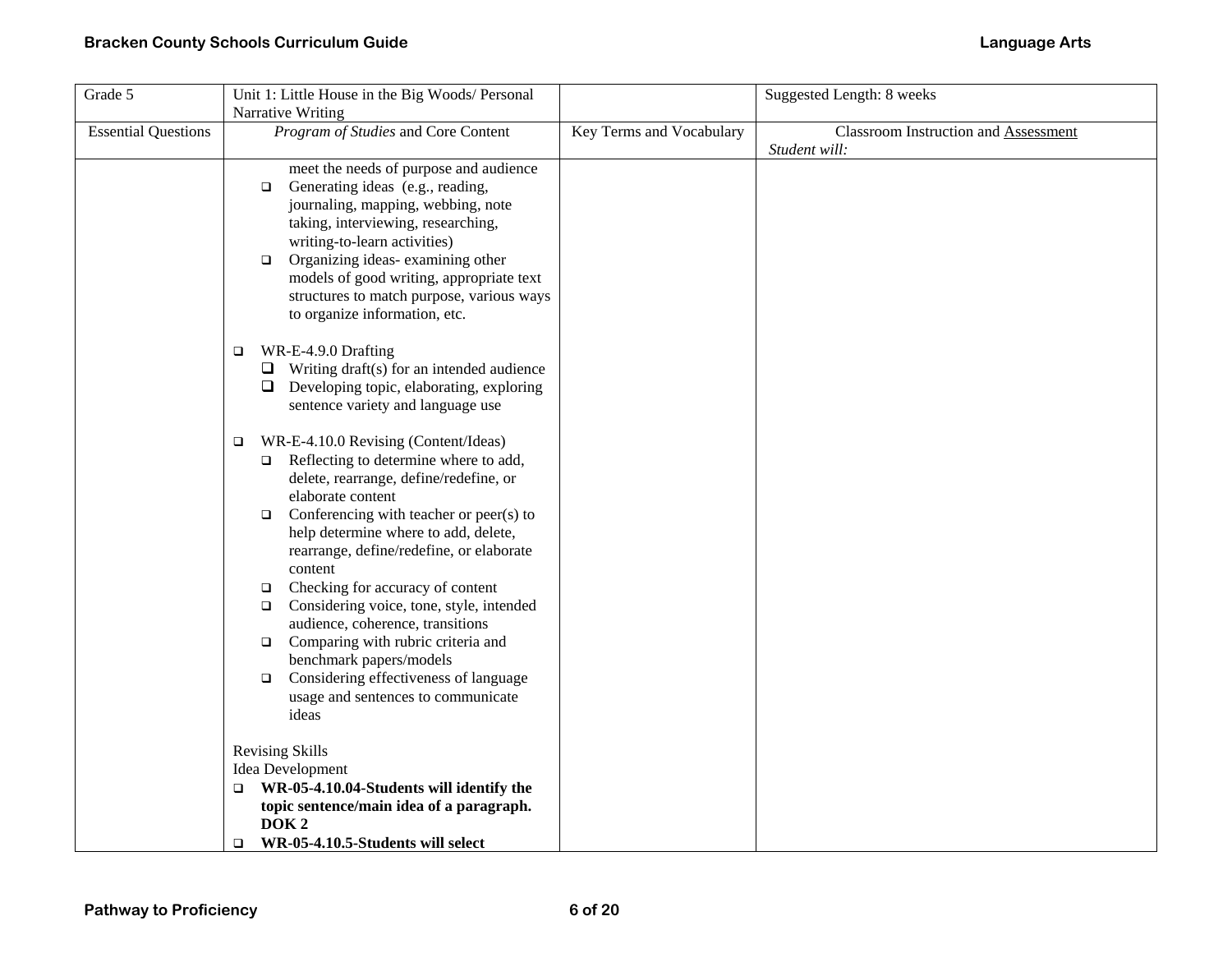| Grade 5 | Unit 1: Little House in the Big Woods/ Personal Narrative Writing | | Suggested Length: 8 weeks |
|---|---|---|---|
| Essential Questions | *Program of Studies* and Core Content | Key Terms and Vocabulary | Classroom Instruction and Assessment<br>*Student will:* |
| | meet the needs of purpose and audience<br>❑ Generating ideas (e.g., reading, journaling, mapping, webbing, note taking, interviewing, researching, writing-to-learn activities)<br>❑ Organizing ideas- examining other models of good writing, appropriate text structures to match purpose, various ways to organize information, etc.<br><br>❑ WR-E-4.9.0 Drafting<br>❑ Writing draft(s) for an intended audience<br>❑ Developing topic, elaborating, exploring sentence variety and language use<br><br>❑ WR-E-4.10.0 Revising (Content/Ideas)<br>❑ Reflecting to determine where to add, delete, rearrange, define/redefine, or elaborate content<br>❑ Conferencing with teacher or peer(s) to help determine where to add, delete, rearrange, define/redefine, or elaborate content<br>❑ Checking for accuracy of content<br>❑ Considering voice, tone, style, intended audience, coherence, transitions<br>❑ Comparing with rubric criteria and benchmark papers/models<br>❑ Considering effectiveness of language usage and sentences to communicate ideas<br><br>Revising Skills<br>Idea Development<br>❑ **WR-05-4.10.04-Students will identify the topic sentence/main idea of a paragraph. DOK 2**<br>❑ **WR-05-4.10.5-Students will select** | | |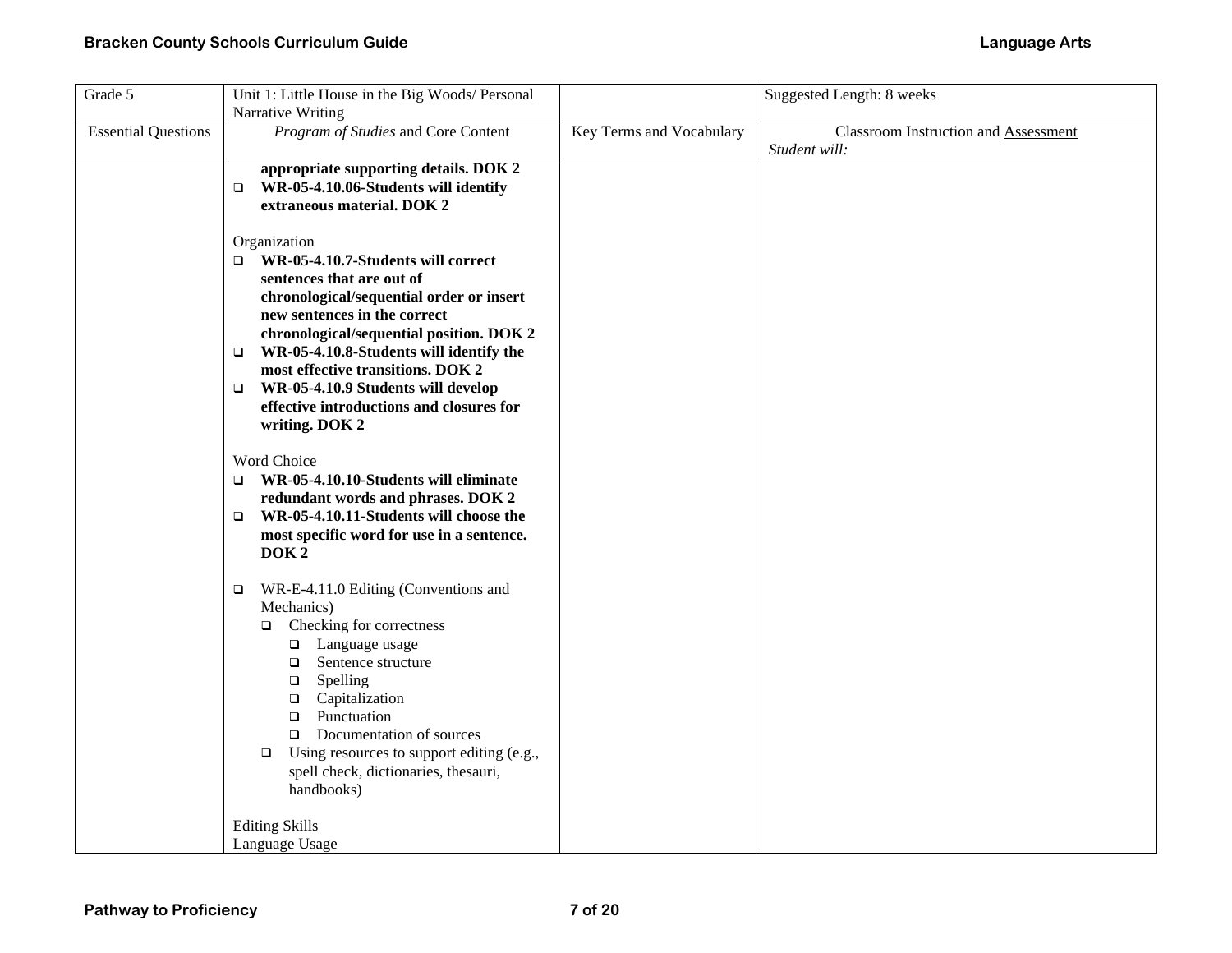| Grade 5 | Unit 1: Little House in the Big Woods/ Personal Narrative Writing | | Suggested Length: 8 weeks |
|---|---|---|---|
| Essential Questions | *Program of Studies* and Core Content | Key Terms and Vocabulary | Classroom Instruction and Assessment<br>*Student will:* |
| | **appropriate supporting details. DOK 2**<br>❑ **WR-05-4.10.06-Students will identify extraneous material. DOK 2**<br><br>Organization<br>❑ **WR-05-4.10.7-Students will correct sentences that are out of chronological/sequential order or insert new sentences in the correct chronological/sequential position. DOK 2**<br>❑ **WR-05-4.10.8-Students will identify the most effective transitions. DOK 2**<br>❑ **WR-05-4.10.9 Students will develop effective introductions and closures for writing. DOK 2**<br><br>Word Choice<br>❑ **WR-05-4.10.10-Students will eliminate redundant words and phrases. DOK 2**<br>❑ **WR-05-4.10.11-Students will choose the most specific word for use in a sentence. DOK 2**<br><br>❑ WR-E-4.11.0 Editing (Conventions and Mechanics)<br>&nbsp;&nbsp;❑ Checking for correctness<br>&nbsp;&nbsp;&nbsp;&nbsp;❑ Language usage<br>&nbsp;&nbsp;&nbsp;&nbsp;❑ Sentence structure<br>&nbsp;&nbsp;&nbsp;&nbsp;❑ Spelling<br>&nbsp;&nbsp;&nbsp;&nbsp;❑ Capitalization<br>&nbsp;&nbsp;&nbsp;&nbsp;❑ Punctuation<br>&nbsp;&nbsp;&nbsp;&nbsp;❑ Documentation of sources<br>&nbsp;&nbsp;❑ Using resources to support editing (e.g., spell check, dictionaries, thesauri, handbooks)<br><br>Editing Skills<br>Language Usage | | |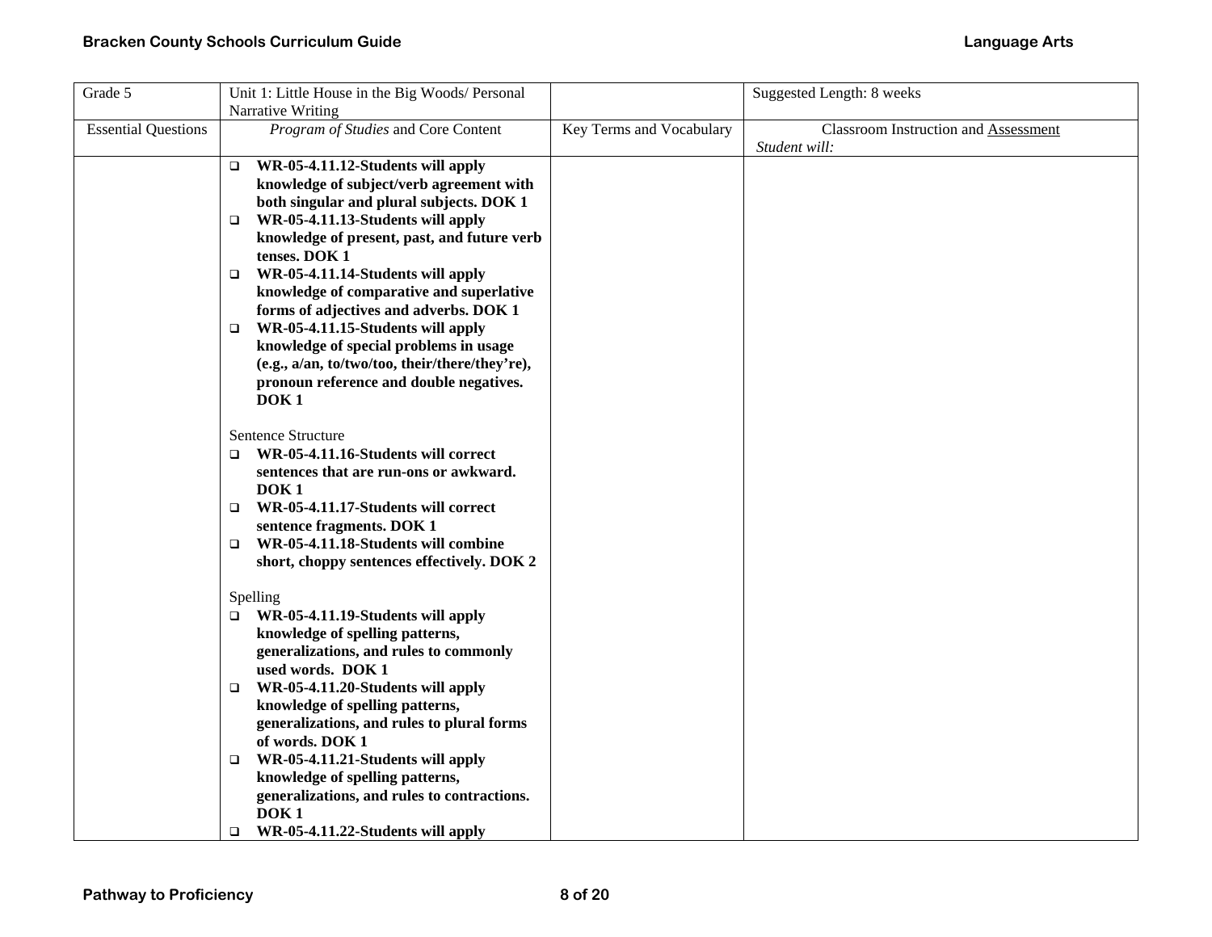| Grade 5 | Unit 1: Little House in the Big Woods/ Personal Narrative Writing | | Suggested Length: 8 weeks |
|---|---|---|---|
| Essential Questions | *Program of Studies* and Core Content | Key Terms and Vocabulary | Classroom Instruction and Assessment<br>*Student will:* |
| | ❑ **WR-05-4.11.12-Students will apply knowledge of subject/verb agreement with both singular and plural subjects. DOK 1**<br>❑ **WR-05-4.11.13-Students will apply knowledge of present, past, and future verb tenses. DOK 1**<br>❑ **WR-05-4.11.14-Students will apply knowledge of comparative and superlative forms of adjectives and adverbs. DOK 1**<br>❑ **WR-05-4.11.15-Students will apply knowledge of special problems in usage (e.g., a/an, to/two/too, their/there/they're), pronoun reference and double negatives. DOK 1**<br><br>Sentence Structure<br>❑ **WR-05-4.11.16-Students will correct sentences that are run-ons or awkward. DOK 1**<br>❑ **WR-05-4.11.17-Students will correct sentence fragments. DOK 1**<br>❑ **WR-05-4.11.18-Students will combine short, choppy sentences effectively. DOK 2**<br><br>Spelling<br>❑ **WR-05-4.11.19-Students will apply knowledge of spelling patterns, generalizations, and rules to commonly used words. DOK 1**<br>❑ **WR-05-4.11.20-Students will apply knowledge of spelling patterns, generalizations, and rules to plural forms of words. DOK 1**<br>❑ **WR-05-4.11.21-Students will apply knowledge of spelling patterns, generalizations, and rules to contractions. DOK 1**<br>❑ **WR-05-4.11.22-Students will apply** | | |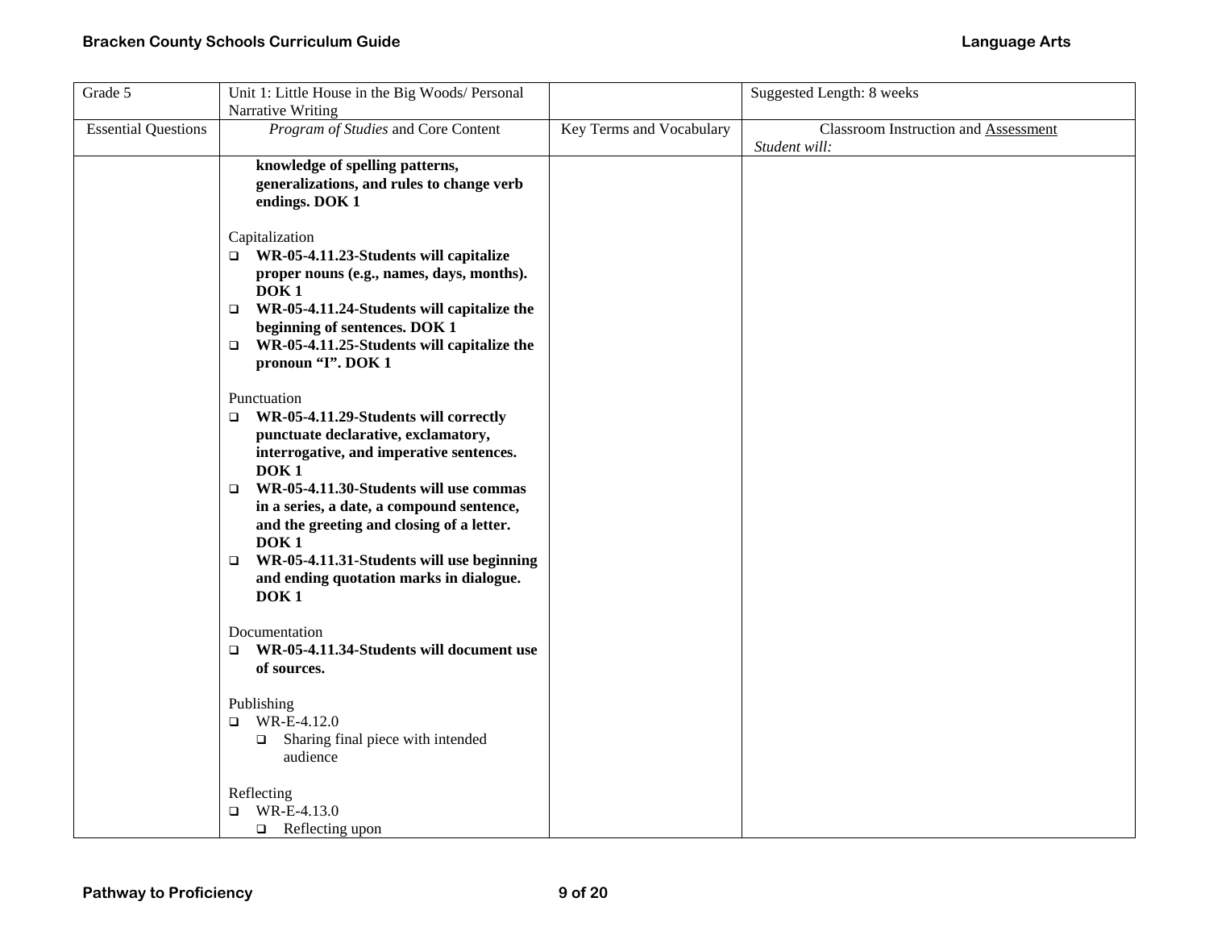| Grade 5 | Unit 1: Little House in the Big Woods/ Personal Narrative Writing | | Suggested Length: 8 weeks |
|---|---|---|---|
| Essential Questions | *Program of Studies* and Core Content | Key Terms and Vocabulary | Classroom Instruction and Assessment<br>*Student will:* |
| | **knowledge of spelling patterns, generalizations, and rules to change verb endings. DOK 1**<br><br>Capitalization<br>❑ **WR-05-4.11.23-Students will capitalize proper nouns (e.g., names, days, months). DOK 1**<br>❑ **WR-05-4.11.24-Students will capitalize the beginning of sentences. DOK 1**<br>❑ **WR-05-4.11.25-Students will capitalize the pronoun "I". DOK 1**<br><br>Punctuation<br>❑ **WR-05-4.11.29-Students will correctly punctuate declarative, exclamatory, interrogative, and imperative sentences. DOK 1**<br>❑ **WR-05-4.11.30-Students will use commas in a series, a date, a compound sentence, and the greeting and closing of a letter. DOK 1**<br>❑ **WR-05-4.11.31-Students will use beginning and ending quotation marks in dialogue. DOK 1**<br><br>Documentation<br>❑ **WR-05-4.11.34-Students will document use of sources.**<br><br>Publishing<br>❑ WR-E-4.12.0<br>❑ Sharing final piece with intended audience<br><br>Reflecting<br>❑ WR-E-4.13.0<br>❑ Reflecting upon | | |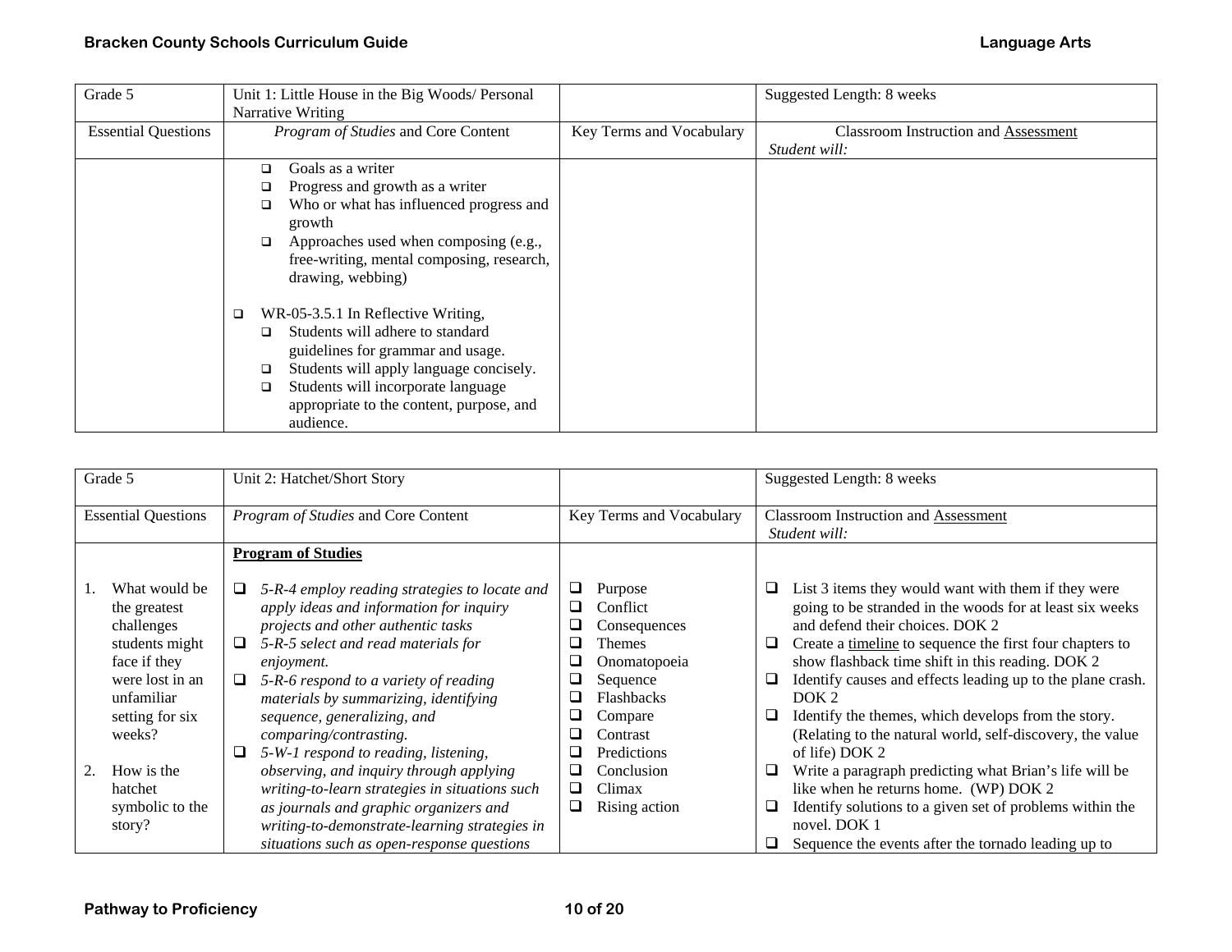| Grade 5 | Unit 1: Little House in the Big Woods/ Personal Narrative Writing | | Suggested Length: 8 weeks |
|---|---|---|---|
| Essential Questions | *Program of Studies* and Core Content | Key Terms and Vocabulary | Classroom Instruction and Assessment *Student will:* |
| | ❑ Goals as a writer<br>❑ Progress and growth as a writer<br>❑ Who or what has influenced progress and growth<br>❑ Approaches used when composing (e.g., free-writing, mental composing, research, drawing, webbing)<br><br>❑ WR-05-3.5.1 In Reflective Writing,<br>❑ Students will adhere to standard guidelines for grammar and usage.<br>❑ Students will apply language concisely.<br>❑ Students will incorporate language appropriate to the content, purpose, and audience. | | |

| Grade 5 | Unit 2: Hatchet/Short Story | | Suggested Length: 8 weeks |
|---|---|---|---|
| Essential Questions | *Program of Studies* and Core Content | Key Terms and Vocabulary | Classroom Instruction and Assessment *Student will:* |
| 1. What would be the greatest challenges students might face if they were lost in an unfamiliar setting for six weeks?<br><br>2. How is the hatchet symbolic to the story? | **Program of Studies**<br><br>❑ *5-R-4 employ reading strategies to locate and apply ideas and information for inquiry projects and other authentic tasks*<br>❑ *5-R-5 select and read materials for enjoyment.*<br>❑ *5-R-6 respond to a variety of reading materials by summarizing, identifying sequence, generalizing, and comparing/contrasting.*<br>❑ *5-W-1 respond to reading, listening, observing, and inquiry through applying writing-to-learn strategies in situations such as journals and graphic organizers and writing-to-demonstrate-learning strategies in situations such as open-response questions* | ❑ Purpose<br>❑ Conflict<br>❑ Consequences<br>❑ Themes<br>❑ Onomatopoeia<br>❑ Sequence<br>❑ Flashbacks<br>❑ Compare<br>❑ Contrast<br>❑ Predictions<br>❑ Conclusion<br>❑ Climax<br>❑ Rising action | ❑ List 3 items they would want with them if they were going to be stranded in the woods for at least six weeks and defend their choices. DOK 2<br>❑ Create a timeline to sequence the first four chapters to show flashback time shift in this reading. DOK 2<br>❑ Identify causes and effects leading up to the plane crash. DOK 2<br>❑ Identify the themes, which develops from the story. (Relating to the natural world, self-discovery, the value of life) DOK 2<br>❑ Write a paragraph predicting what Brian's life will be like when he returns home. (WP) DOK 2<br>❑ Identify solutions to a given set of problems within the novel. DOK 1<br>❑ Sequence the events after the tornado leading up to |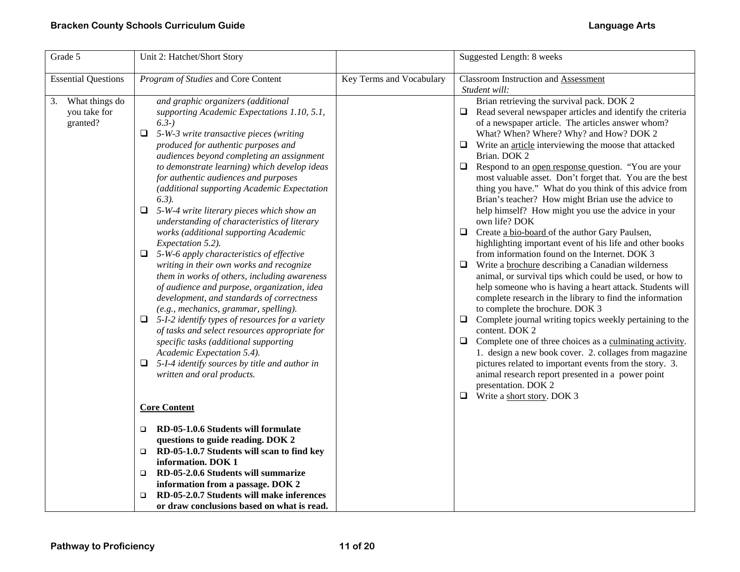| Grade 5 | Unit 2: Hatchet/Short Story | | Suggested Length: 8 weeks |
|---|---|---|---|
| Essential Questions | *Program of Studies* and Core Content | Key Terms and Vocabulary | Classroom Instruction and Assessment<br>*Student will:* |
| 3. What things do you take for granted? | *and graphic organizers (additional supporting Academic Expectations 1.10, 5.1, 6.3-)*<br>❑ *5-W-3 write transactive pieces (writing produced for authentic purposes and audiences beyond completing an assignment to demonstrate learning) which develop ideas for authentic audiences and purposes (additional supporting Academic Expectation 6.3).*<br>❑ *5-W-4 write literary pieces which show an understanding of characteristics of literary works (additional supporting Academic Expectation 5.2).*<br>❑ *5-W-6 apply characteristics of effective writing in their own works and recognize them in works of others, including awareness of audience and purpose, organization, idea development, and standards of correctness (e.g., mechanics, grammar, spelling).*<br>❑ *5-I-2 identify types of resources for a variety of tasks and select resources appropriate for specific tasks (additional supporting Academic Expectation 5.4).*<br>❑ *5-I-4 identify sources by title and author in written and oral products.*<br><br>**Core Content**<br><br>❑ **RD-05-1.0.6 Students will formulate questions to guide reading. DOK 2**<br>❑ **RD-05-1.0.7 Students will scan to find key information. DOK 1**<br>❑ **RD-05-2.0.6 Students will summarize information from a passage. DOK 2**<br>❑ **RD-05-2.0.7 Students will make inferences or draw conclusions based on what is read.** | | Brian retrieving the survival pack. DOK 2<br>❑ Read several newspaper articles and identify the criteria of a newspaper article. The articles answer whom? What? When? Where? Why? and How? DOK 2<br>❑ Write an article interviewing the moose that attacked Brian. DOK 2<br>❑ Respond to an open response question. "You are your most valuable asset. Don't forget that. You are the best thing you have." What do you think of this advice from Brian's teacher? How might Brian use the advice to help himself? How might you use the advice in your own life? DOK<br>❑ Create a bio-board of the author Gary Paulsen, highlighting important event of his life and other books from information found on the Internet. DOK 3<br>❑ Write a brochure describing a Canadian wilderness animal, or survival tips which could be used, or how to help someone who is having a heart attack. Students will complete research in the library to find the information to complete the brochure. DOK 3<br>❑ Complete journal writing topics weekly pertaining to the content. DOK 2<br>❑ Complete one of three choices as a culminating activity. 1. design a new book cover. 2. collages from magazine pictures related to important events from the story. 3. animal research report presented in a power point presentation. DOK 2<br>❑ Write a short story. DOK 3 |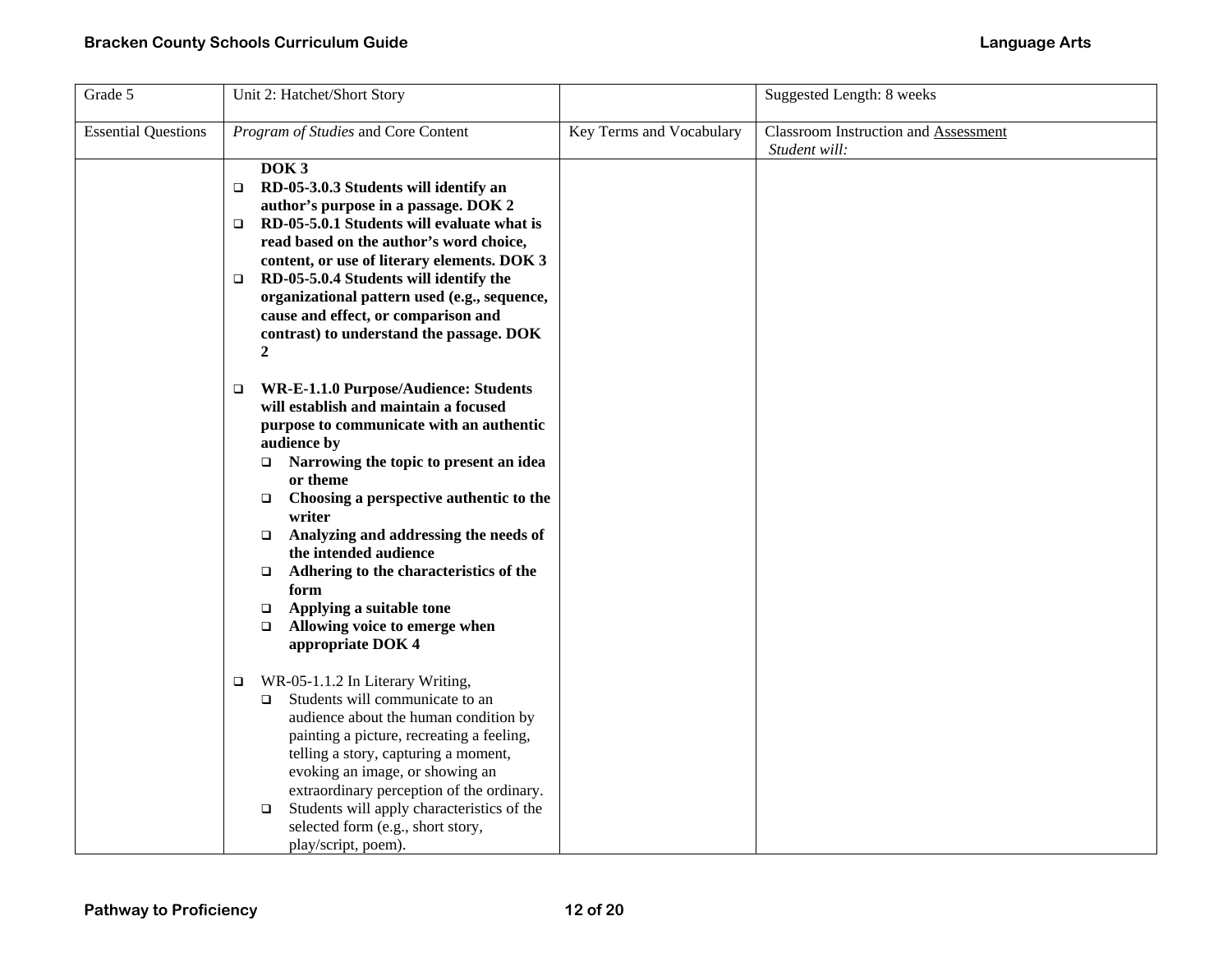| Grade 5 | Unit 2: Hatchet/Short Story | | Suggested Length: 8 weeks |
|---|---|---|---|
| Essential Questions | *Program of Studies* and Core Content | Key Terms and Vocabulary | Classroom Instruction and Assessment *Student will:* |
| | **DOK 3**<br>❑ **RD-05-3.0.3 Students will identify an author's purpose in a passage. DOK 2**<br>❑ **RD-05-5.0.1 Students will evaluate what is read based on the author's word choice, content, or use of literary elements. DOK 3**<br>❑ **RD-05-5.0.4 Students will identify the organizational pattern used (e.g., sequence, cause and effect, or comparison and contrast) to understand the passage. DOK 2**<br><br>❑ **WR-E-1.1.0 Purpose/Audience: Students will establish and maintain a focused purpose to communicate with an authentic audience by**<br>&nbsp;&nbsp;❑ **Narrowing the topic to present an idea or theme**<br>&nbsp;&nbsp;❑ **Choosing a perspective authentic to the writer**<br>&nbsp;&nbsp;❑ **Analyzing and addressing the needs of the intended audience**<br>&nbsp;&nbsp;❑ **Adhering to the characteristics of the form**<br>&nbsp;&nbsp;❑ **Applying a suitable tone**<br>&nbsp;&nbsp;❑ **Allowing voice to emerge when appropriate DOK 4**<br><br>❑ WR-05-1.1.2 In Literary Writing,<br>&nbsp;&nbsp;❑ Students will communicate to an audience about the human condition by painting a picture, recreating a feeling, telling a story, capturing a moment, evoking an image, or showing an extraordinary perception of the ordinary.<br>&nbsp;&nbsp;❑ Students will apply characteristics of the selected form (e.g., short story, play/script, poem). | | |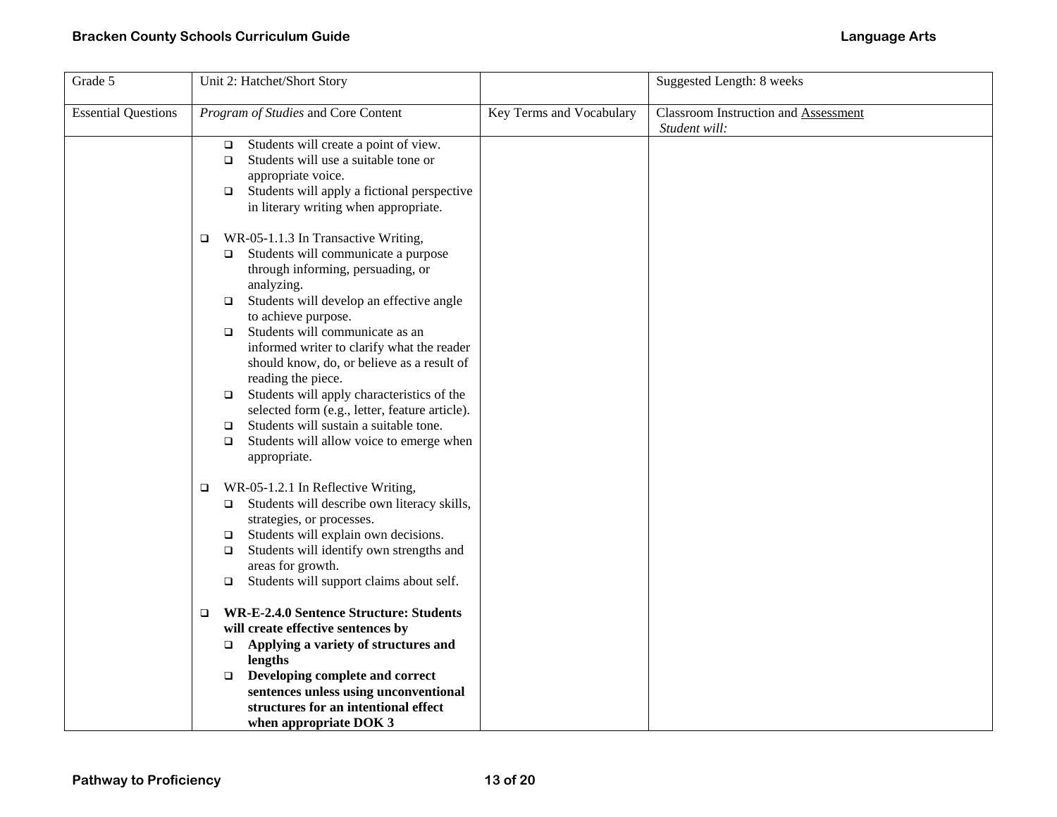| Grade 5 | Unit 2: Hatchet/Short Story | | Suggested Length: 8 weeks |
|---|---|---|---|
| Essential Questions | *Program of Studies* and Core Content | Key Terms and Vocabulary | Classroom Instruction and Assessment *Student will:* |
| | ❑ Students will create a point of view.<br>❑ Students will use a suitable tone or appropriate voice.<br>❑ Students will apply a fictional perspective in literary writing when appropriate.<br><br>❑ WR-05-1.1.3 In Transactive Writing,<br>❑ Students will communicate a purpose through informing, persuading, or analyzing.<br>❑ Students will develop an effective angle to achieve purpose.<br>❑ Students will communicate as an informed writer to clarify what the reader should know, do, or believe as a result of reading the piece.<br>❑ Students will apply characteristics of the selected form (e.g., letter, feature article).<br>❑ Students will sustain a suitable tone.<br>❑ Students will allow voice to emerge when appropriate.<br><br>❑ WR-05-1.2.1 In Reflective Writing,<br>❑ Students will describe own literacy skills, strategies, or processes.<br>❑ Students will explain own decisions.<br>❑ Students will identify own strengths and areas for growth.<br>❑ Students will support claims about self.<br><br>❑ **WR-E-2.4.0 Sentence Structure: Students will create effective sentences by**<br>❑ **Applying a variety of structures and lengths**<br>❑ **Developing complete and correct sentences unless using unconventional structures for an intentional effect when appropriate DOK 3** | | |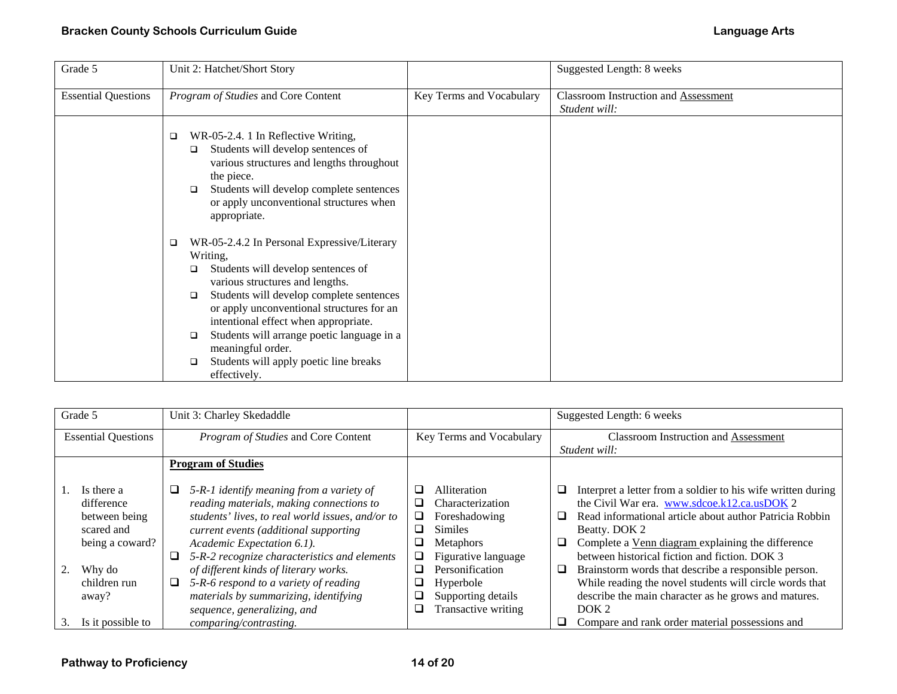| Grade 5 | Unit 2: Hatchet/Short Story | | Suggested Length: 8 weeks |
|---|---|---|---|
| Essential Questions | *Program of Studies* and Core Content | Key Terms and Vocabulary | Classroom Instruction and Assessment<br>*Student will:* |
| | ❑ WR-05-2.4. 1 In Reflective Writing,<br>❑ Students will develop sentences of various structures and lengths throughout the piece.<br>❑ Students will develop complete sentences or apply unconventional structures when appropriate.<br><br>❑ WR-05-2.4.2 In Personal Expressive/Literary Writing,<br>❑ Students will develop sentences of various structures and lengths.<br>❑ Students will develop complete sentences or apply unconventional structures for an intentional effect when appropriate.<br>❑ Students will arrange poetic language in a meaningful order.<br>❑ Students will apply poetic line breaks effectively. | | |

| Grade 5 | Unit 3: Charley Skedaddle | | Suggested Length: 6 weeks |
|---|---|---|---|
| Essential Questions | *Program of Studies* and Core Content | Key Terms and Vocabulary | Classroom Instruction and Assessment<br>*Student will:* |
| 1. Is there a difference between being scared and being a coward?<br><br>2. Why do children run away?<br><br>3. Is it possible to | **Program of Studies**<br><br>❑ *5-R-1 identify meaning from a variety of reading materials, making connections to students' lives, to real world issues, and/or to current events (additional supporting Academic Expectation 6.1).*<br>❑ *5-R-2 recognize characteristics and elements of different kinds of literary works.*<br>❑ *5-R-6 respond to a variety of reading materials by summarizing, identifying sequence, generalizing, and comparing/contrasting.* | ❑ Alliteration<br>❑ Characterization<br>❑ Foreshadowing<br>❑ Similes<br>❑ Metaphors<br>❑ Figurative language<br>❑ Personification<br>❑ Hyperbole<br>❑ Supporting details<br>❑ Transactive writing | ❑ Interpret a letter from a soldier to his wife written during the Civil War era. www.sdcoe.k12.ca.usDOK 2<br>❑ Read informational article about author Patricia Robbin Beatty. DOK 2<br>❑ Complete a Venn diagram explaining the difference between historical fiction and fiction. DOK 3<br>❑ Brainstorm words that describe a responsible person. While reading the novel students will circle words that describe the main character as he grows and matures. DOK 2<br>❑ Compare and rank order material possessions and |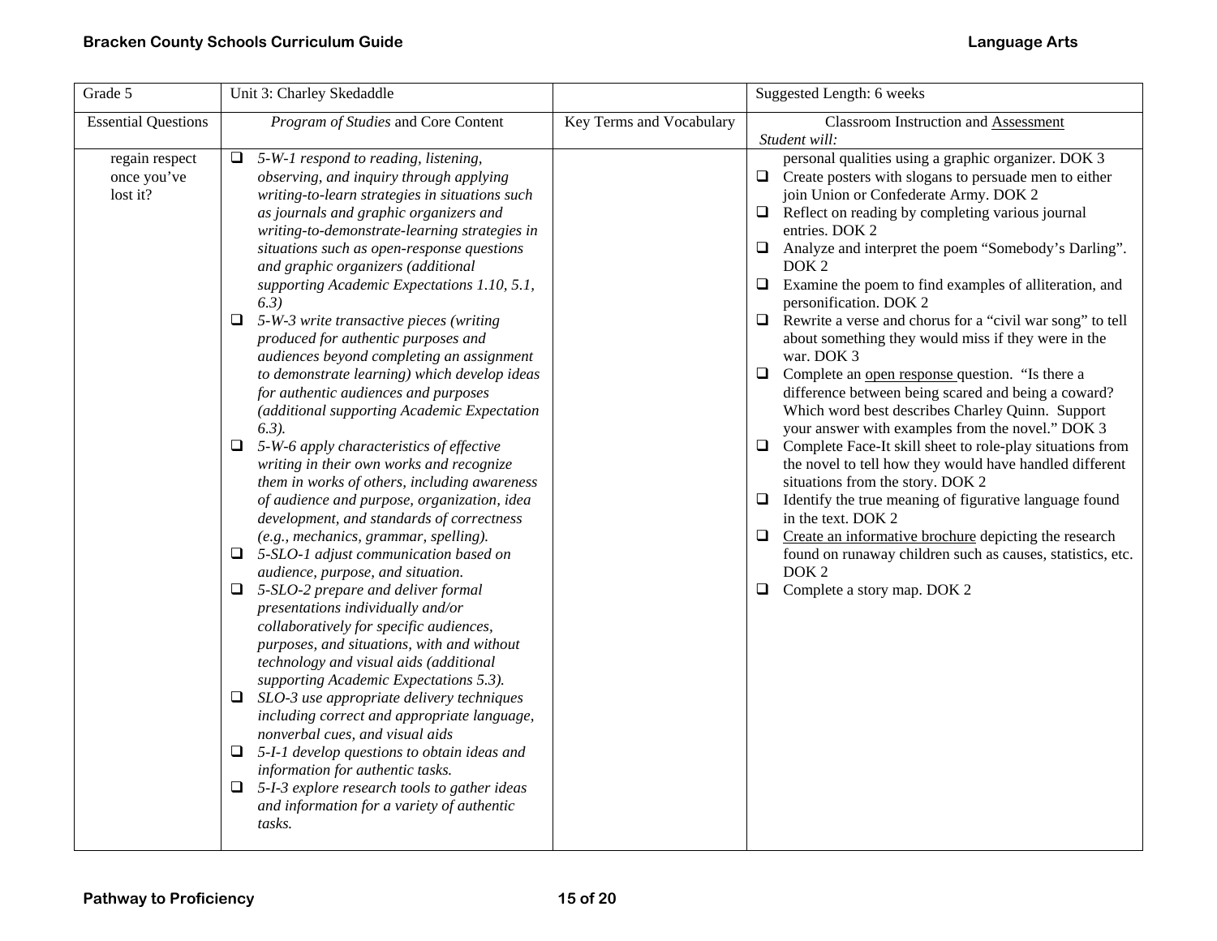| Grade 5 | Unit 3: Charley Skedaddle | | Suggested Length: 6 weeks |
|---|---|---|---|
| Essential Questions | *Program of Studies* and Core Content | Key Terms and Vocabulary | Classroom Instruction and <u>Assessment</u><br>*Student will:* |
| regain respect once you've lost it? | ❑ *5-W-1 respond to reading, listening, observing, and inquiry through applying writing-to-learn strategies in situations such as journals and graphic organizers and writing-to-demonstrate-learning strategies in situations such as open-response questions and graphic organizers (additional supporting Academic Expectations 1.10, 5.1, 6.3)*<br>❑ *5-W-3 write transactive pieces (writing produced for authentic purposes and audiences beyond completing an assignment to demonstrate learning) which develop ideas for authentic audiences and purposes (additional supporting Academic Expectation 6.3).*<br>❑ *5-W-6 apply characteristics of effective writing in their own works and recognize them in works of others, including awareness of audience and purpose, organization, idea development, and standards of correctness (e.g., mechanics, grammar, spelling).*<br>❑ *5-SLO-1 adjust communication based on audience, purpose, and situation.*<br>❑ *5-SLO-2 prepare and deliver formal presentations individually and/or collaboratively for specific audiences, purposes, and situations, with and without technology and visual aids (additional supporting Academic Expectations 5.3).*<br>❑ *SLO-3 use appropriate delivery techniques including correct and appropriate language, nonverbal cues, and visual aids*<br>❑ *5-I-1 develop questions to obtain ideas and information for authentic tasks.*<br>❑ *5-I-3 explore research tools to gather ideas and information for a variety of authentic tasks.* | | personal qualities using a graphic organizer. DOK 3<br>❑ Create posters with slogans to persuade men to either join Union or Confederate Army. DOK 2<br>❑ Reflect on reading by completing various journal entries. DOK 2<br>❑ Analyze and interpret the poem "Somebody's Darling". DOK 2<br>❑ Examine the poem to find examples of alliteration, and personification. DOK 2<br>❑ Rewrite a verse and chorus for a "civil war song" to tell about something they would miss if they were in the war. DOK 3<br>❑ Complete an <u>open response</u> question. "Is there a difference between being scared and being a coward? Which word best describes Charley Quinn. Support your answer with examples from the novel." DOK 3<br>❑ Complete Face-It skill sheet to role-play situations from the novel to tell how they would have handled different situations from the story. DOK 2<br>❑ Identify the true meaning of figurative language found in the text. DOK 2<br>❑ <u>Create an informative brochure</u> depicting the research found on runaway children such as causes, statistics, etc. DOK 2<br>❑ Complete a story map. DOK 2 |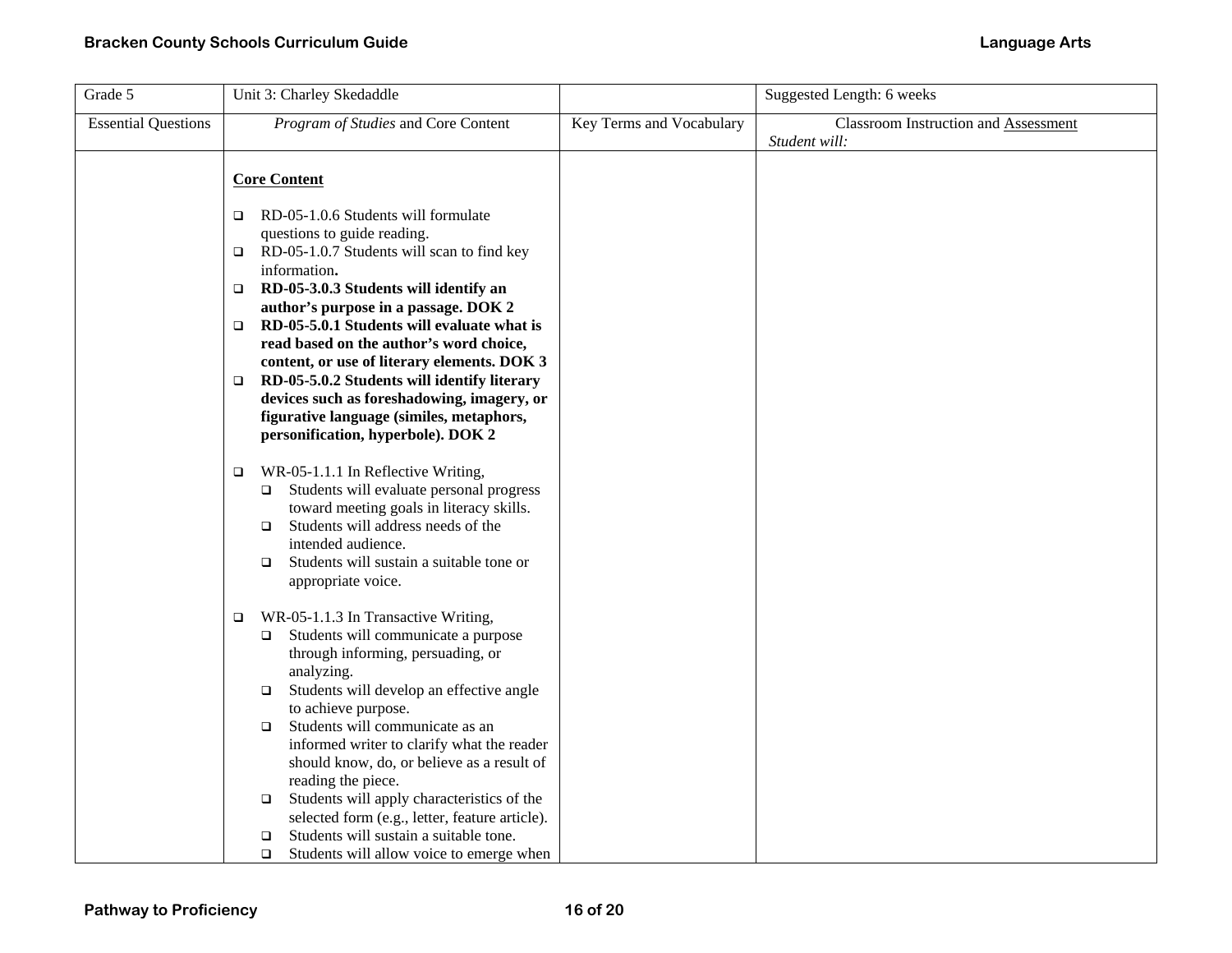| Grade 5 | Unit 3: Charley Skedaddle | | Suggested Length: 6 weeks |
|---|---|---|---|
| Essential Questions | *Program of Studies* and Core Content | Key Terms and Vocabulary | Classroom Instruction and Assessment<br>*Student will:* |
| | **Core Content**<br><br>❑ RD-05-1.0.6 Students will formulate questions to guide reading.<br>❑ RD-05-1.0.7 Students will scan to find key information**.**<br>❑ **RD-05-3.0.3 Students will identify an author's purpose in a passage. DOK 2**<br>❑ **RD-05-5.0.1 Students will evaluate what is read based on the author's word choice, content, or use of literary elements. DOK 3**<br>❑ **RD-05-5.0.2 Students will identify literary devices such as foreshadowing, imagery, or figurative language (similes, metaphors, personification, hyperbole). DOK 2**<br><br>❑ WR-05-1.1.1 In Reflective Writing,<br>&nbsp;&nbsp;❑ Students will evaluate personal progress toward meeting goals in literacy skills.<br>&nbsp;&nbsp;❑ Students will address needs of the intended audience.<br>&nbsp;&nbsp;❑ Students will sustain a suitable tone or appropriate voice.<br><br>❑ WR-05-1.1.3 In Transactive Writing,<br>&nbsp;&nbsp;❑ Students will communicate a purpose through informing, persuading, or analyzing.<br>&nbsp;&nbsp;❑ Students will develop an effective angle to achieve purpose.<br>&nbsp;&nbsp;❑ Students will communicate as an informed writer to clarify what the reader should know, do, or believe as a result of reading the piece.<br>&nbsp;&nbsp;❑ Students will apply characteristics of the selected form (e.g., letter, feature article).<br>&nbsp;&nbsp;❑ Students will sustain a suitable tone.<br>&nbsp;&nbsp;❑ Students will allow voice to emerge when | | |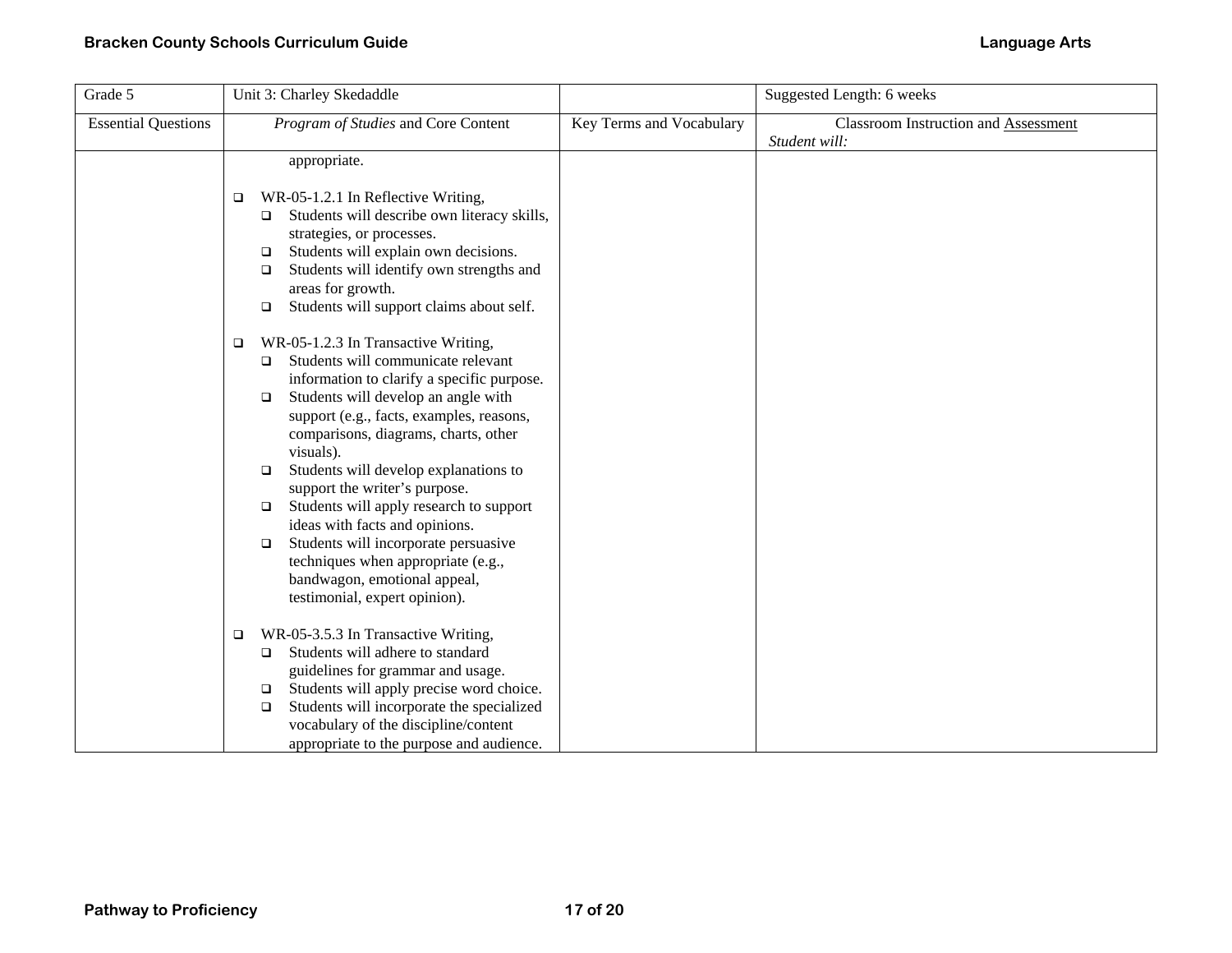| Grade 5 | Unit 3: Charley Skedaddle | | Suggested Length: 6 weeks |
|---|---|---|---|
| Essential Questions | *Program of Studies* and Core Content | Key Terms and Vocabulary | Classroom Instruction and Assessment<br>*Student will:* |
| | appropriate.<br><br>❑ WR-05-1.2.1 In Reflective Writing,<br>❑ Students will describe own literacy skills, strategies, or processes.<br>❑ Students will explain own decisions.<br>❑ Students will identify own strengths and areas for growth.<br>❑ Students will support claims about self.<br><br>❑ WR-05-1.2.3 In Transactive Writing,<br>❑ Students will communicate relevant information to clarify a specific purpose.<br>❑ Students will develop an angle with support (e.g., facts, examples, reasons, comparisons, diagrams, charts, other visuals).<br>❑ Students will develop explanations to support the writer's purpose.<br>❑ Students will apply research to support ideas with facts and opinions.<br>❑ Students will incorporate persuasive techniques when appropriate (e.g., bandwagon, emotional appeal, testimonial, expert opinion).<br><br>❑ WR-05-3.5.3 In Transactive Writing,<br>❑ Students will adhere to standard guidelines for grammar and usage.<br>❑ Students will apply precise word choice.<br>❑ Students will incorporate the specialized vocabulary of the discipline/content appropriate to the purpose and audience. | | |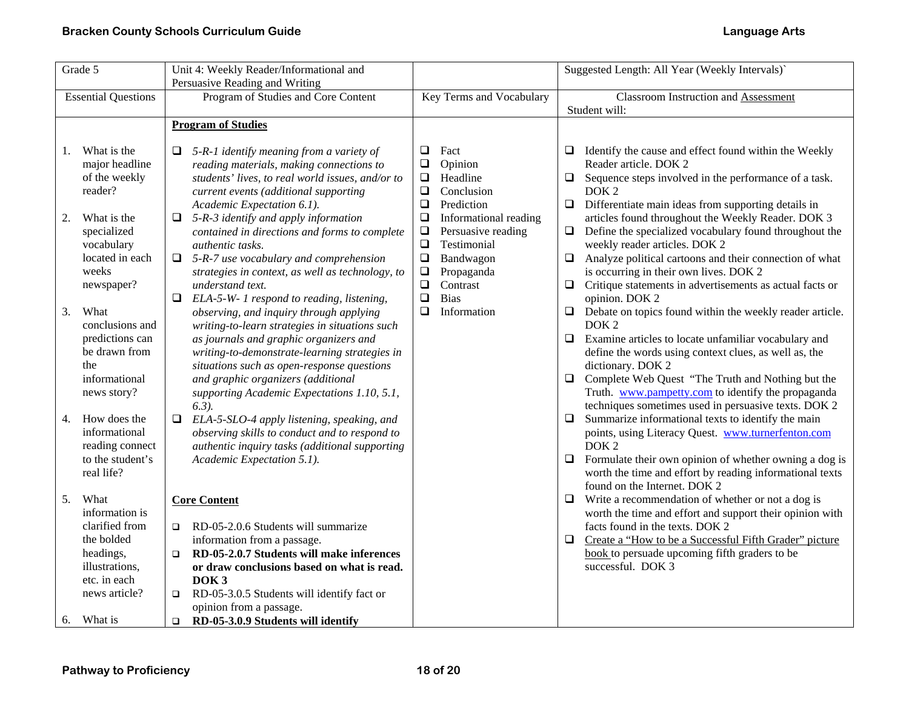| Grade 5 | Unit 4: Weekly Reader/Informational and Persuasive Reading and Writing | | Suggested Length: All Year (Weekly Intervals)` |
|---|---|---|---|
| Essential Questions | Program of Studies and Core Content | Key Terms and Vocabulary | Classroom Instruction and Assessment<br>Student will: |
| 1. What is the major headline of the weekly reader?<br><br>2. What is the specialized vocabulary located in each weeks newspaper?<br><br>3. What conclusions and predictions can be drawn from the informational news story?<br><br>4. How does the informational reading connect to the student's real life?<br><br>5. What information is clarified from the bolded headings, illustrations, etc. in each news article?<br><br>6. What is | **Program of Studies**<br><br>❑ *5-R-1 identify meaning from a variety of reading materials, making connections to students' lives, to real world issues, and/or to current events (additional supporting Academic Expectation 6.1).*<br>❑ *5-R-3 identify and apply information contained in directions and forms to complete authentic tasks.*<br>❑ *5-R-7 use vocabulary and comprehension strategies in context, as well as technology, to understand text.*<br>❑ *ELA-5-W- 1 respond to reading, listening, observing, and inquiry through applying writing-to-learn strategies in situations such as journals and graphic organizers and writing-to-demonstrate-learning strategies in situations such as open-response questions and graphic organizers (additional supporting Academic Expectations 1.10, 5.1, 6.3).*<br>❑ *ELA-5-SLO-4 apply listening, speaking, and observing skills to conduct and to respond to authentic inquiry tasks (additional supporting Academic Expectation 5.1).*<br><br>**Core Content**<br><br>❑ RD-05-2.0.6 Students will summarize information from a passage.<br>❑ **RD-05-2.0.7 Students will make inferences or draw conclusions based on what is read. DOK 3**<br>❑ RD-05-3.0.5 Students will identify fact or opinion from a passage.<br>❑ **RD-05-3.0.9 Students will identify** | ❑ Fact<br>❑ Opinion<br>❑ Headline<br>❑ Conclusion<br>❑ Prediction<br>❑ Informational reading<br>❑ Persuasive reading<br>❑ Testimonial<br>❑ Bandwagon<br>❑ Propaganda<br>❑ Contrast<br>❑ Bias<br>❑ Information | ❑ Identify the cause and effect found within the Weekly Reader article. DOK 2<br>❑ Sequence steps involved in the performance of a task. DOK 2<br>❑ Differentiate main ideas from supporting details in articles found throughout the Weekly Reader. DOK 3<br>❑ Define the specialized vocabulary found throughout the weekly reader articles. DOK 2<br>❑ Analyze political cartoons and their connection of what is occurring in their own lives. DOK 2<br>❑ Critique statements in advertisements as actual facts or opinion. DOK 2<br>❑ Debate on topics found within the weekly reader article. DOK 2<br>❑ Examine articles to locate unfamiliar vocabulary and define the words using context clues, as well as, the dictionary. DOK 2<br>❑ Complete Web Quest "The Truth and Nothing but the Truth. www.pampetty.com to identify the propaganda techniques sometimes used in persuasive texts. DOK 2<br>❑ Summarize informational texts to identify the main points, using Literacy Quest. www.turnerfenton.com DOK 2<br>❑ Formulate their own opinion of whether owning a dog is worth the time and effort by reading informational texts found on the Internet. DOK 2<br>❑ Write a recommendation of whether or not a dog is worth the time and effort and support their opinion with facts found in the texts. DOK 2<br>❑ Create a "How to be a Successful Fifth Grader" picture book to persuade upcoming fifth graders to be successful. DOK 3 |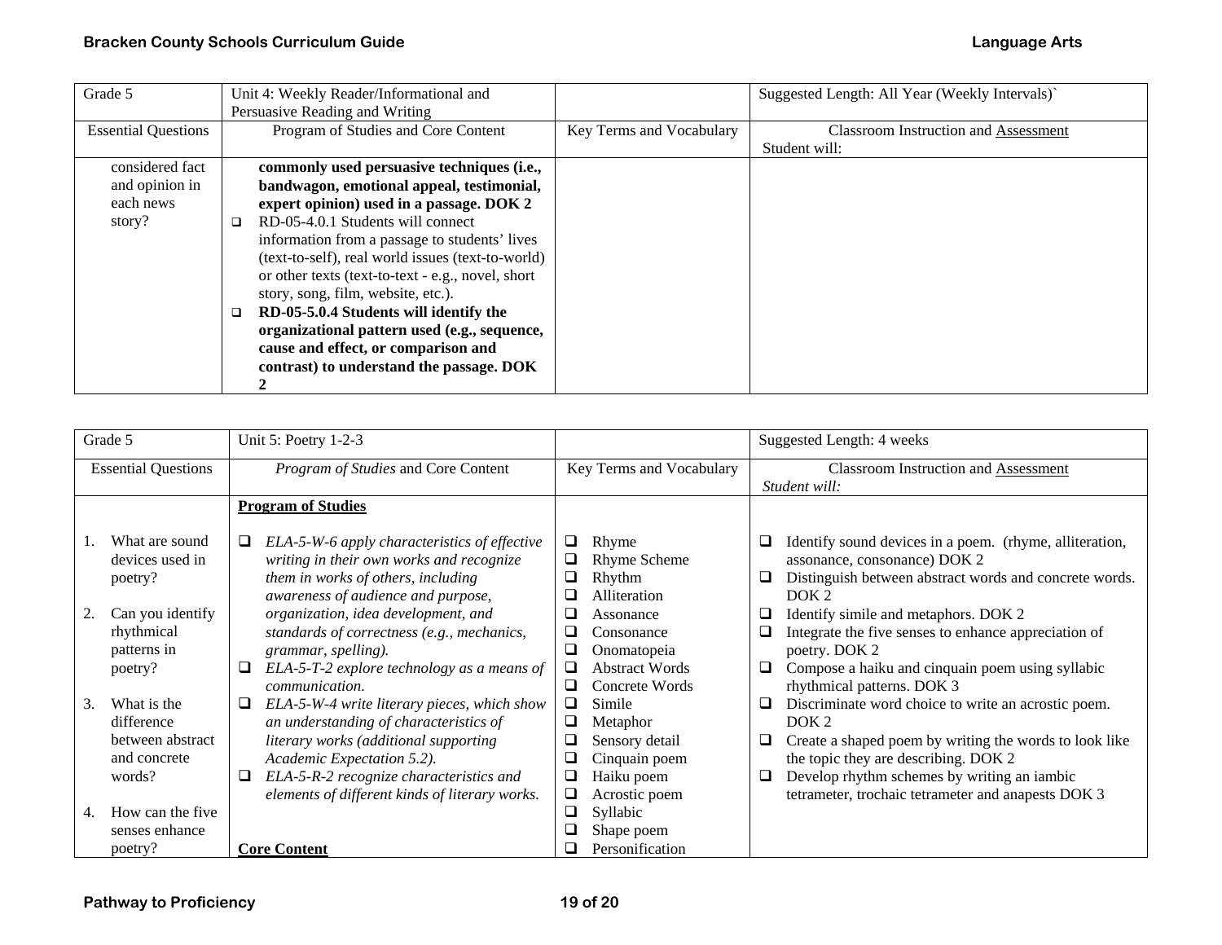| Grade 5 | Unit 4: Weekly Reader/Informational and Persuasive Reading and Writing | | Suggested Length: All Year (Weekly Intervals)` |
|---|---|---|---|
| Essential Questions | Program of Studies and Core Content | Key Terms and Vocabulary | Classroom Instruction and Assessment<br>Student will: |
| considered fact and opinion in each news story? | **commonly used persuasive techniques (i.e., bandwagon, emotional appeal, testimonial, expert opinion) used in a passage. DOK 2**<br>❑ RD-05-4.0.1 Students will connect information from a passage to students' lives (text-to-self), real world issues (text-to-world) or other texts (text-to-text - e.g., novel, short story, song, film, website, etc.).<br>❑ **RD-05-5.0.4 Students will identify the organizational pattern used (e.g., sequence, cause and effect, or comparison and contrast) to understand the passage. DOK 2** | | |

| Grade 5 | Unit 5: Poetry 1-2-3 | | Suggested Length: 4 weeks |
|---|---|---|---|
| Essential Questions | *Program of Studies* and Core Content | Key Terms and Vocabulary | Classroom Instruction and Assessment<br>*Student will:* |
| 1. What are sound devices used in poetry?<br><br>2. Can you identify rhythmical patterns in poetry?<br><br>3. What is the difference between abstract and concrete words?<br><br>4. How can the five senses enhance poetry? | **Program of Studies**<br><br>❑ *ELA-5-W-6 apply characteristics of effective writing in their own works and recognize them in works of others, including awareness of audience and purpose, organization, idea development, and standards of correctness (e.g., mechanics, grammar, spelling).*<br>❑ *ELA-5-T-2 explore technology as a means of communication.*<br>❑ *ELA-5-W-4 write literary pieces, which show an understanding of characteristics of literary works (additional supporting Academic Expectation 5.2).*<br>❑ *ELA-5-R-2 recognize characteristics and elements of different kinds of literary works.*<br><br>**Core Content** | ❑ Rhyme<br>❑ Rhyme Scheme<br>❑ Rhythm<br>❑ Alliteration<br>❑ Assonance<br>❑ Consonance<br>❑ Onomatopeia<br>❑ Abstract Words<br>❑ Concrete Words<br>❑ Simile<br>❑ Metaphor<br>❑ Sensory detail<br>❑ Cinquain poem<br>❑ Haiku poem<br>❑ Acrostic poem<br>❑ Syllabic<br>❑ Shape poem<br>❑ Personification | ❑ Identify sound devices in a poem. (rhyme, alliteration, assonance, consonance) DOK 2<br>❑ Distinguish between abstract words and concrete words. DOK 2<br>❑ Identify simile and metaphors. DOK 2<br>❑ Integrate the five senses to enhance appreciation of poetry. DOK 2<br>❑ Compose a haiku and cinquain poem using syllabic rhythmical patterns. DOK 3<br>❑ Discriminate word choice to write an acrostic poem. DOK 2<br>❑ Create a shaped poem by writing the words to look like the topic they are describing. DOK 2<br>❑ Develop rhythm schemes by writing an iambic tetrameter, trochaic tetrameter and anapests DOK 3 |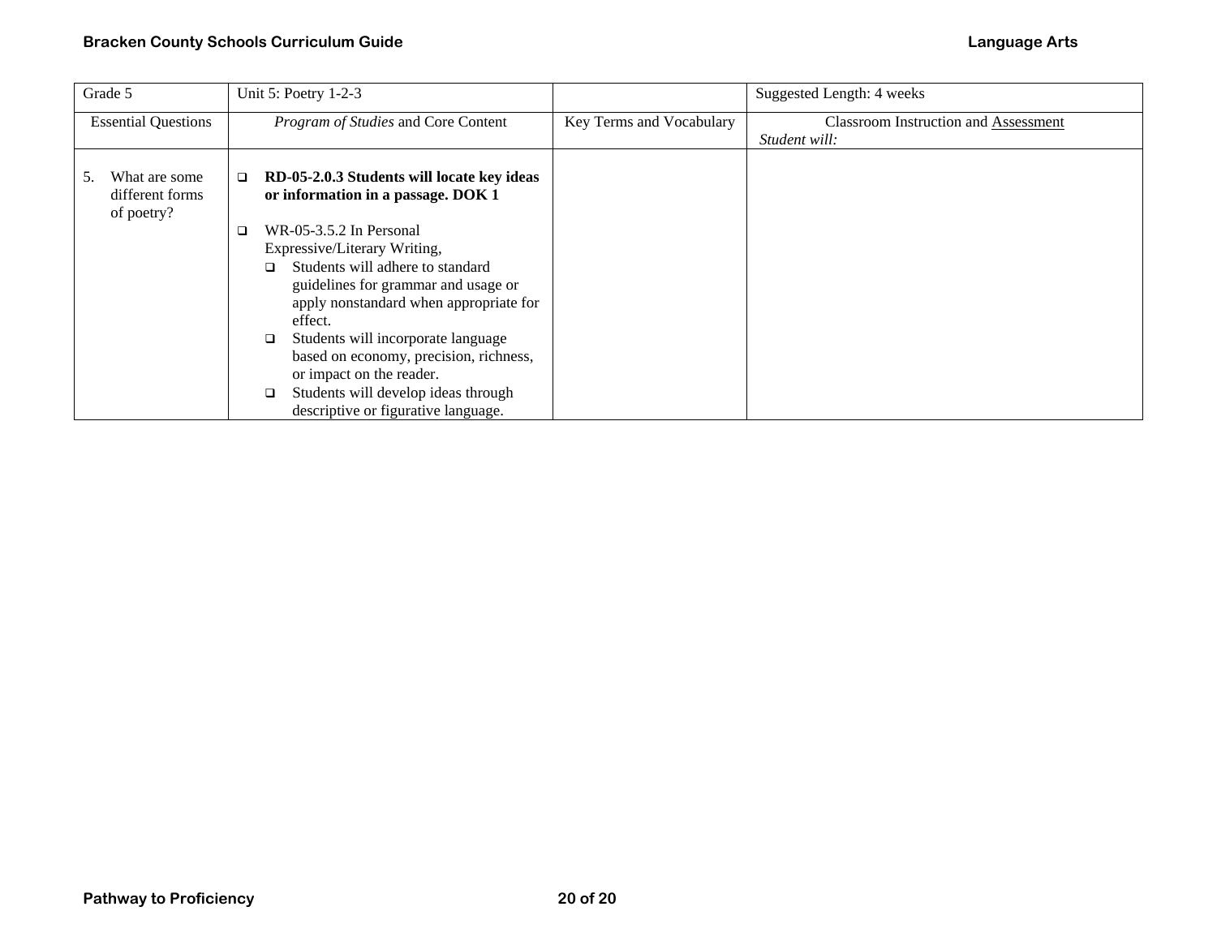| Grade 5 | Unit 5: Poetry 1-2-3 | | Suggested Length: 4 weeks |
|---|---|---|---|
| Essential Questions | *Program of Studies* and Core Content | Key Terms and Vocabulary | Classroom Instruction and Assessment<br>*Student will:* |
| 5. What are some different forms of poetry? | ❑ **RD-05-2.0.3 Students will locate key ideas or information in a passage. DOK 1**<br><br>❑ WR-05-3.5.2 In Personal Expressive/Literary Writing,<br>❑ Students will adhere to standard guidelines for grammar and usage or apply nonstandard when appropriate for effect.<br>❑ Students will incorporate language based on economy, precision, richness, or impact on the reader.<br>❑ Students will develop ideas through descriptive or figurative language. | | |